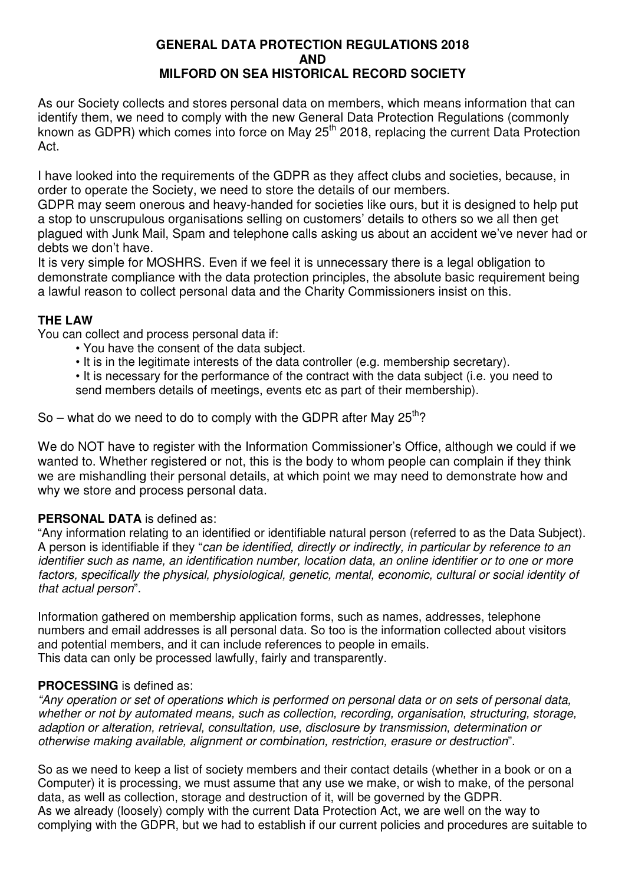# GENERAL DATA PROTECTION REGULATIONS 2018
# AND
# MILFORD ON SEA HISTORICAL RECORD SOCIETY

As our Society collects and stores personal data on members, which means information that can identify them, we need to comply with the new General Data Protection Regulations (commonly known as GDPR) which comes into force on May 25th 2018, replacing the current Data Protection Act.

I have looked into the requirements of the GDPR as they affect clubs and societies, because, in order to operate the Society, we need to store the details of our members.
GDPR may seem onerous and heavy-handed for societies like ours, but it is designed to help put a stop to unscrupulous organisations selling on customers' details to others so we all then get plagued with Junk Mail, Spam and telephone calls asking us about an accident we've never had or debts we don't have.
It is very simple for MOSHRS. Even if we feel it is unnecessary there is a legal obligation to demonstrate compliance with the data protection principles, the absolute basic requirement being a lawful reason to collect personal data and the Charity Commissioners insist on this.

**THE LAW**
You can collect and process personal data if:

- You have the consent of the data subject.
- It is in the legitimate interests of the data controller (e.g. membership secretary).
- It is necessary for the performance of the contract with the data subject (i.e. you need to send members details of meetings, events etc as part of their membership).

So – what do we need to do to comply with the GDPR after May 25th?

We do NOT have to register with the Information Commissioner's Office, although we could if we wanted to. Whether registered or not, this is the body to whom people can complain if they think we are mishandling their personal details, at which point we may need to demonstrate how and why we store and process personal data.

**PERSONAL DATA** is defined as:
"Any information relating to an identified or identifiable natural person (referred to as the Data Subject). A person is identifiable if they "*can be identified, directly or indirectly, in particular by reference to an identifier such as name, an identification number, location data, an online identifier or to one or more factors, specifically the physical, physiological, genetic, mental, economic, cultural or social identity of that actual person*".

Information gathered on membership application forms, such as names, addresses, telephone numbers and email addresses is all personal data. So too is the information collected about visitors and potential members, and it can include references to people in emails.
This data can only be processed lawfully, fairly and transparently.

**PROCESSING** is defined as:
*"Any operation or set of operations which is performed on personal data or on sets of personal data, whether or not by automated means, such as collection, recording, organisation, structuring, storage, adaption or alteration, retrieval, consultation, use, disclosure by transmission, determination or otherwise making available, alignment or combination, restriction, erasure or destruction*".

So as we need to keep a list of society members and their contact details (whether in a book or on a Computer) it is processing, we must assume that any use we make, or wish to make, of the personal data, as well as collection, storage and destruction of it, will be governed by the GDPR.
As we already (loosely) comply with the current Data Protection Act, we are well on the way to complying with the GDPR, but we had to establish if our current policies and procedures are suitable to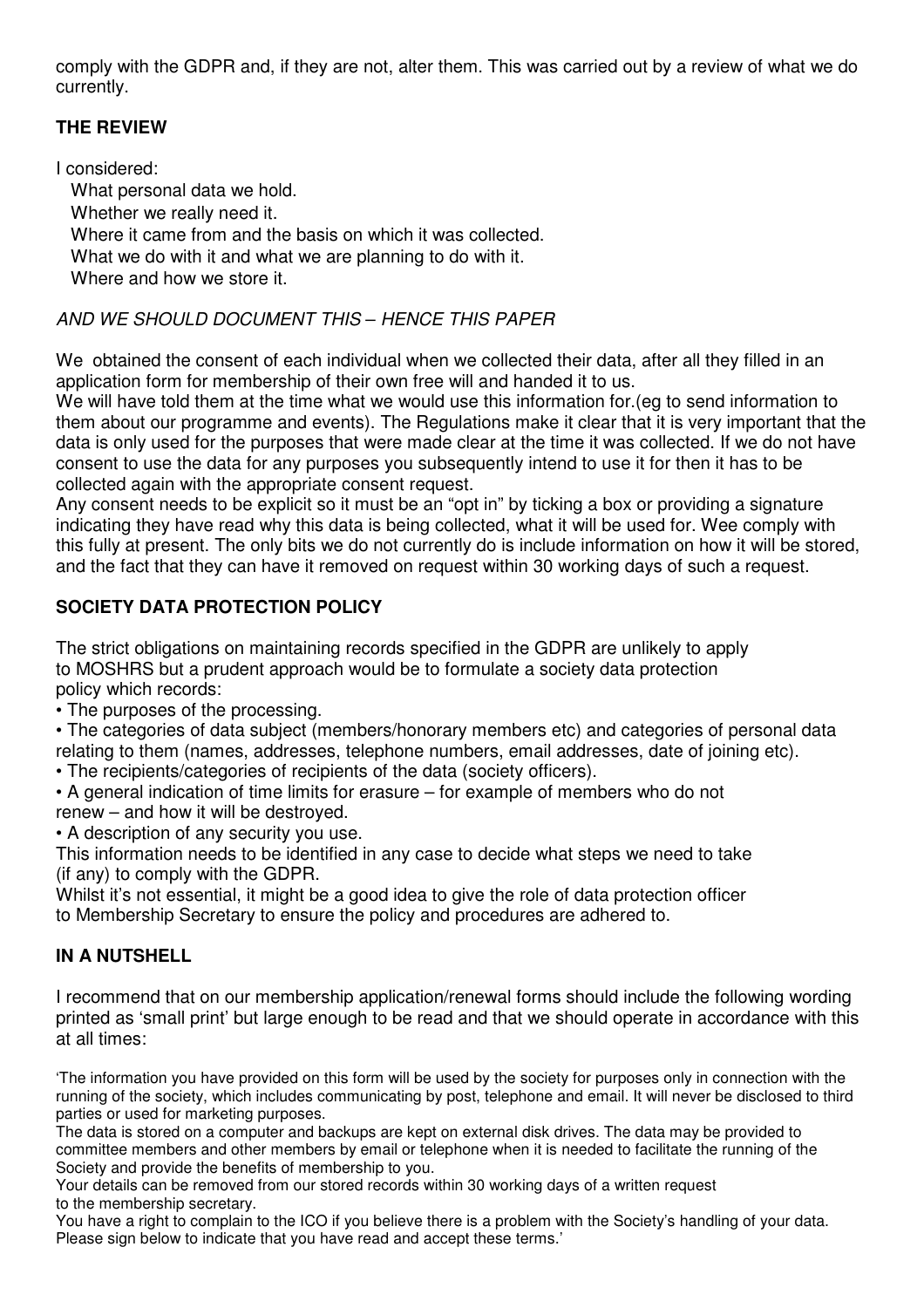comply with the GDPR and, if they are not, alter them. This was carried out by a review of what we do currently.

## THE REVIEW

I considered:

- What personal data we hold.
- Whether we really need it.
- Where it came from and the basis on which it was collected.
- What we do with it and what we are planning to do with it.
- Where and how we store it.

*AND WE SHOULD DOCUMENT THIS – HENCE THIS PAPER*

We obtained the consent of each individual when we collected their data, after all they filled in an application form for membership of their own free will and handed it to us.

We will have told them at the time what we would use this information for.(eg to send information to them about our programme and events). The Regulations make it clear that it is very important that the data is only used for the purposes that were made clear at the time it was collected. If we do not have consent to use the data for any purposes you subsequently intend to use it for then it has to be collected again with the appropriate consent request.

Any consent needs to be explicit so it must be an "opt in" by ticking a box or providing a signature indicating they have read why this data is being collected, what it will be used for. Wee comply with this fully at present. The only bits we do not currently do is include information on how it will be stored, and the fact that they can have it removed on request within 30 working days of such a request.

## SOCIETY DATA PROTECTION POLICY

The strict obligations on maintaining records specified in the GDPR are unlikely to apply to MOSHRS but a prudent approach would be to formulate a society data protection policy which records:

- The purposes of the processing.
- The categories of data subject (members/honorary members etc) and categories of personal data relating to them (names, addresses, telephone numbers, email addresses, date of joining etc).
- The recipients/categories of recipients of the data (society officers).
- A general indication of time limits for erasure – for example of members who do not renew – and how it will be destroyed.
- A description of any security you use.

This information needs to be identified in any case to decide what steps we need to take (if any) to comply with the GDPR.

Whilst it's not essential, it might be a good idea to give the role of data protection officer to Membership Secretary to ensure the policy and procedures are adhered to.

## IN A NUTSHELL

I recommend that on our membership application/renewal forms should include the following wording printed as 'small print' but large enough to be read and that we should operate in accordance with this at all times:

'The information you have provided on this form will be used by the society for purposes only in connection with the running of the society, which includes communicating by post, telephone and email. It will never be disclosed to third parties or used for marketing purposes.

The data is stored on a computer and backups are kept on external disk drives. The data may be provided to committee members and other members by email or telephone when it is needed to facilitate the running of the Society and provide the benefits of membership to you.

Your details can be removed from our stored records within 30 working days of a written request to the membership secretary.

You have a right to complain to the ICO if you believe there is a problem with the Society's handling of your data. Please sign below to indicate that you have read and accept these terms.'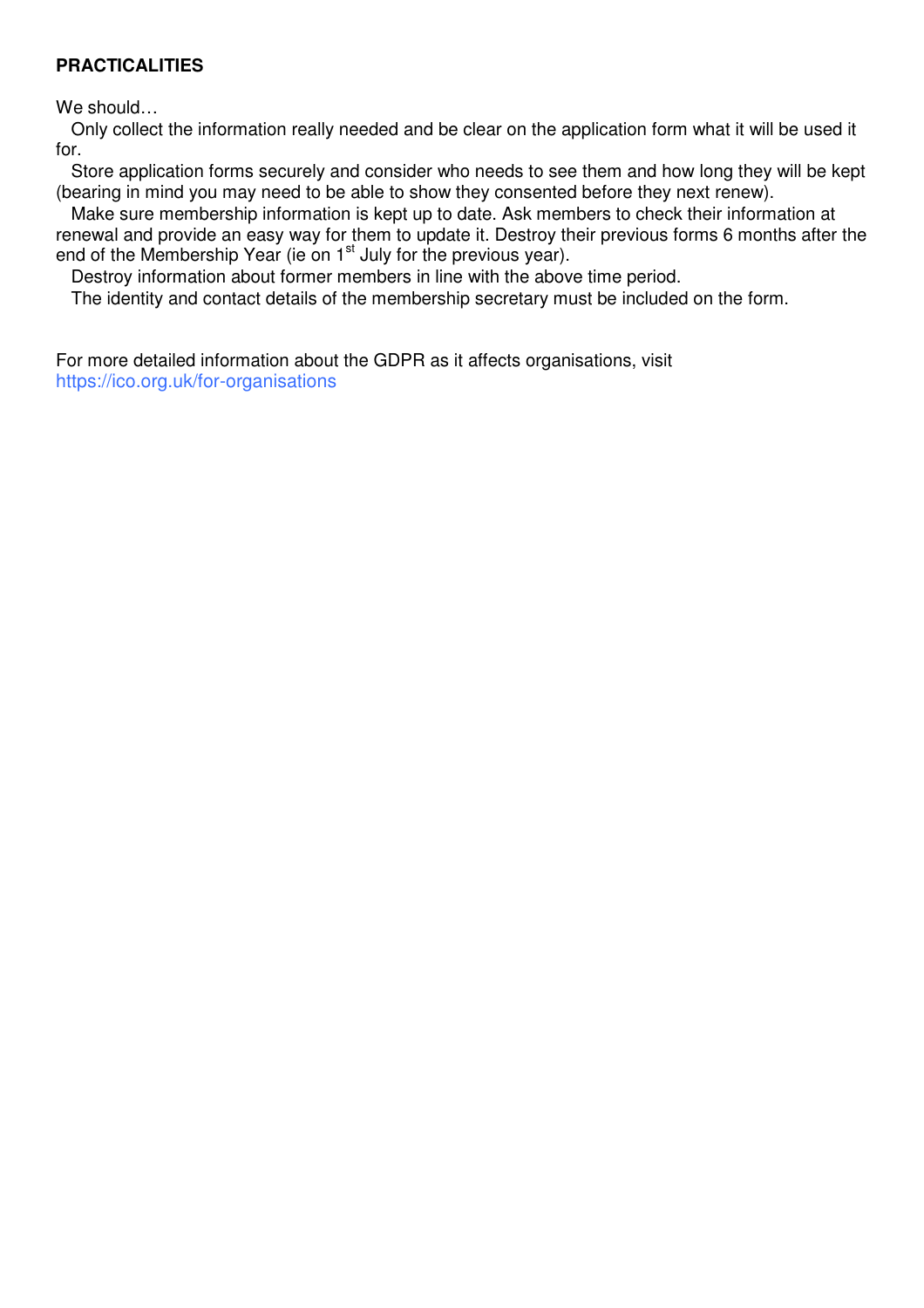**PRACTICALITIES**

We should…

- Only collect the information really needed and be clear on the application form what it will be used it for.
- Store application forms securely and consider who needs to see them and how long they will be kept (bearing in mind you may need to be able to show they consented before they next renew).
- Make sure membership information is kept up to date. Ask members to check their information at renewal and provide an easy way for them to update it. Destroy their previous forms 6 months after the end of the Membership Year (ie on 1st July for the previous year).
- Destroy information about former members in line with the above time period.
- The identity and contact details of the membership secretary must be included on the form.

For more detailed information about the GDPR as it affects organisations, visit https://ico.org.uk/for-organisations